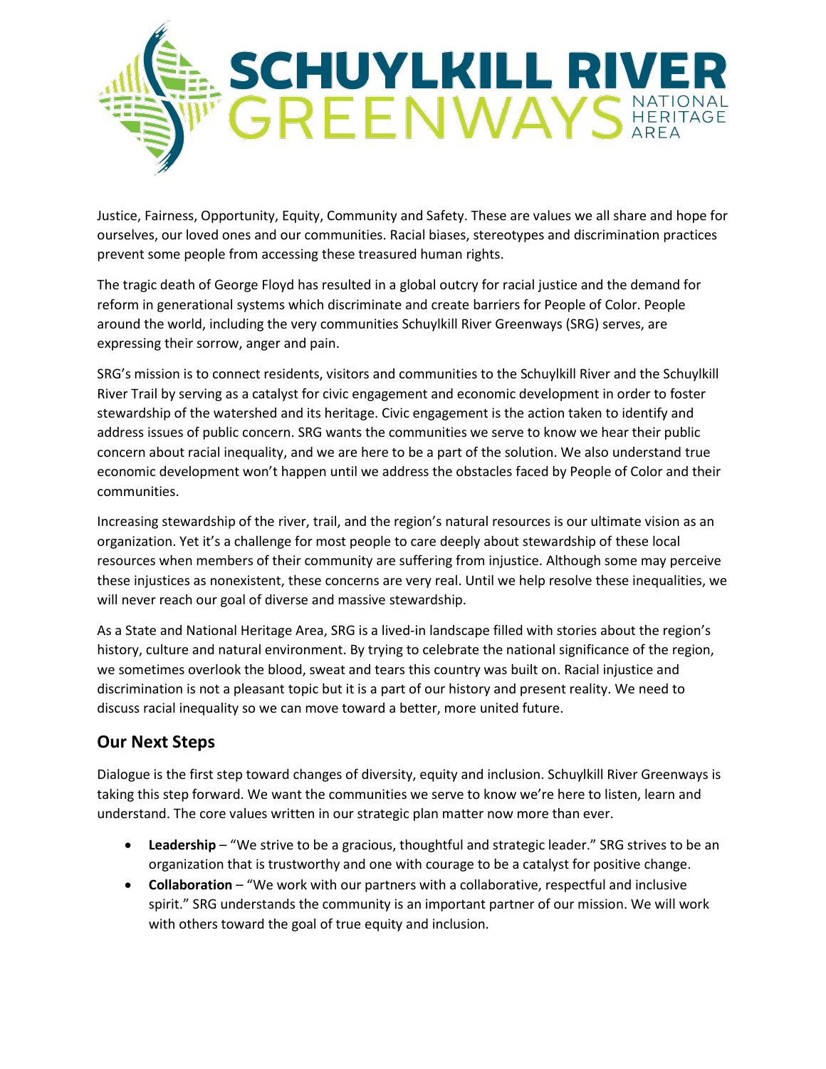# SCHUYLKILL RIVER GREENWAYS NATIONAL HERITAGE AREA

Justice, Fairness, Opportunity, Equity, Community and Safety. These are values we all share and hope for ourselves, our loved ones and our communities. Racial biases, stereotypes and discrimination practices prevent some people from accessing these treasured human rights.

The tragic death of George Floyd has resulted in a global outcry for racial justice and the demand for reform in generational systems which discriminate and create barriers for People of Color. People around the world, including the very communities Schuylkill River Greenways (SRG) serves, are expressing their sorrow, anger and pain.

SRG's mission is to connect residents, visitors and communities to the Schuylkill River and the Schuylkill River Trail by serving as a catalyst for civic engagement and economic development in order to foster stewardship of the watershed and its heritage. Civic engagement is the action taken to identify and address issues of public concern. SRG wants the communities we serve to know we hear their public concern about racial inequality, and we are here to be a part of the solution. We also understand true economic development won't happen until we address the obstacles faced by People of Color and their communities.

Increasing stewardship of the river, trail, and the region's natural resources is our ultimate vision as an organization. Yet it's a challenge for most people to care deeply about stewardship of these local resources when members of their community are suffering from injustice. Although some may perceive these injustices as nonexistent, these concerns are very real. Until we help resolve these inequalities, we will never reach our goal of diverse and massive stewardship.

As a State and National Heritage Area, SRG is a lived-in landscape filled with stories about the region's history, culture and natural environment. By trying to celebrate the national significance of the region, we sometimes overlook the blood, sweat and tears this country was built on. Racial injustice and discrimination is not a pleasant topic but it is a part of our history and present reality. We need to discuss racial inequality so we can move toward a better, more united future.

## Our Next Steps

Dialogue is the first step toward changes of diversity, equity and inclusion. Schuylkill River Greenways is taking this step forward. We want the communities we serve to know we're here to listen, learn and understand. The core values written in our strategic plan matter now more than ever.

- **Leadership** – "We strive to be a gracious, thoughtful and strategic leader." SRG strives to be an organization that is trustworthy and one with courage to be a catalyst for positive change.
- **Collaboration** – "We work with our partners with a collaborative, respectful and inclusive spirit." SRG understands the community is an important partner of our mission. We will work with others toward the goal of true equity and inclusion.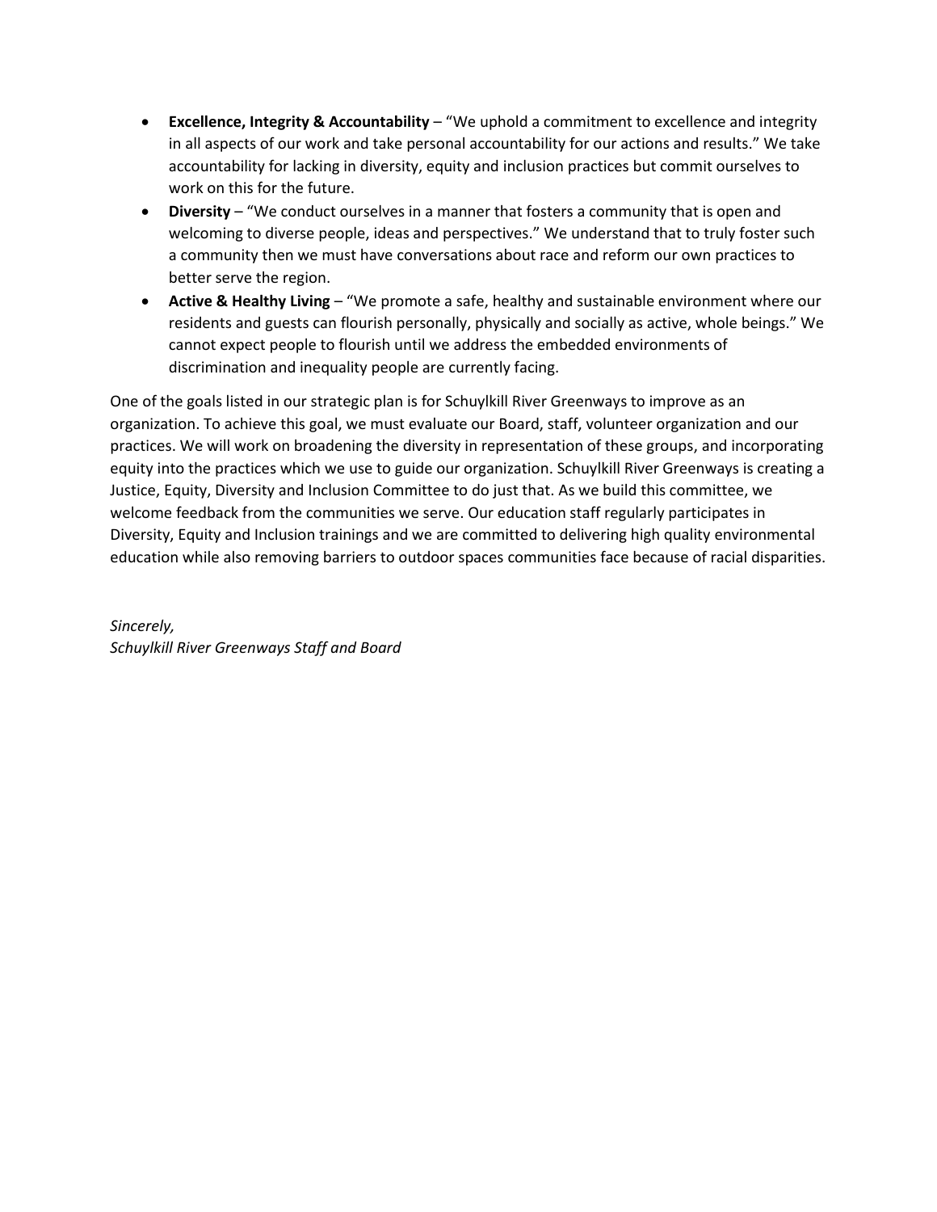- **Excellence, Integrity & Accountability** – "We uphold a commitment to excellence and integrity in all aspects of our work and take personal accountability for our actions and results." We take accountability for lacking in diversity, equity and inclusion practices but commit ourselves to work on this for the future.
- **Diversity** – "We conduct ourselves in a manner that fosters a community that is open and welcoming to diverse people, ideas and perspectives." We understand that to truly foster such a community then we must have conversations about race and reform our own practices to better serve the region.
- **Active & Healthy Living** – "We promote a safe, healthy and sustainable environment where our residents and guests can flourish personally, physically and socially as active, whole beings." We cannot expect people to flourish until we address the embedded environments of discrimination and inequality people are currently facing.

One of the goals listed in our strategic plan is for Schuylkill River Greenways to improve as an organization. To achieve this goal, we must evaluate our Board, staff, volunteer organization and our practices. We will work on broadening the diversity in representation of these groups, and incorporating equity into the practices which we use to guide our organization. Schuylkill River Greenways is creating a Justice, Equity, Diversity and Inclusion Committee to do just that. As we build this committee, we welcome feedback from the communities we serve. Our education staff regularly participates in Diversity, Equity and Inclusion trainings and we are committed to delivering high quality environmental education while also removing barriers to outdoor spaces communities face because of racial disparities.

*Sincerely,*
*Schuylkill River Greenways Staff and Board*